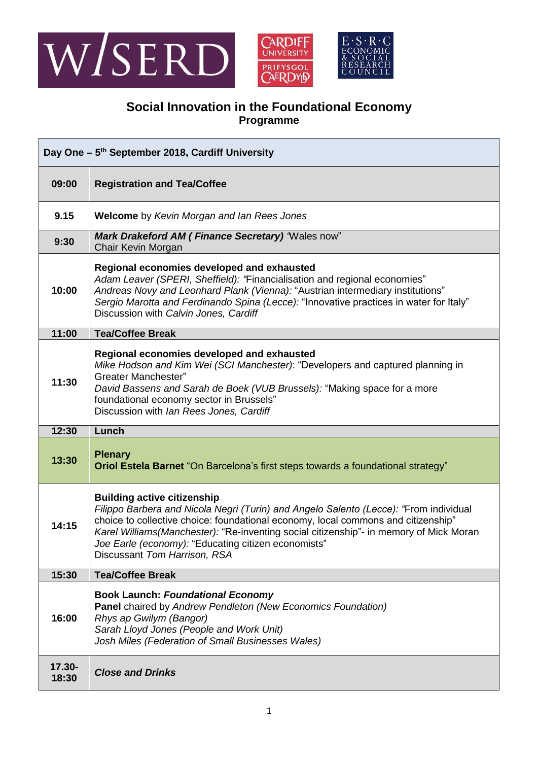# Social Innovation in the Foundational Economy

## Programme

| Day One – 5th September 2018, Cardiff University | |
|---|---|
| **09:00** | **Registration and Tea/Coffee** |
| **9.15** | **Welcome** by *Kevin Morgan and Ian Rees Jones* |
| **9:30** | ***Mark Drakeford AM ( Finance Secretary)*** "Wales now"<br>Chair Kevin Morgan |
| **10:00** | **Regional economies developed and exhausted**<br>*Adam Leaver (SPERI, Sheffield):* "Financialisation and regional economies"<br>*Andreas Novy and Leonhard Plank (Vienna):* "Austrian intermediary institutions"<br>*Sergio Marotta and Ferdinando Spina (Lecce):* "Innovative practices in water for Italy"<br>Discussion with *Calvin Jones, Cardiff* |
| **11:00** | **Tea/Coffee Break** |
| **11:30** | **Regional economies developed and exhausted**<br>*Mike Hodson and Kim Wei (SCI Manchester)*: "Developers and captured planning in Greater Manchester"<br>*David Bassens and Sarah de Boek (VUB Brussels):* "Making space for a more foundational economy sector in Brussels"<br>Discussion with *Ian Rees Jones, Cardiff* |
| **12:30** | **Lunch** |
| **13:30** | **Plenary**<br>**Oriol Estela Barnet** "On Barcelona's first steps towards a foundational strategy" |
| **14:15** | **Building active citizenship**<br>*Filippo Barbera and Nicola Negri (Turin) and Angelo Salento (Lecce):* "From individual choice to collective choice: foundational economy, local commons and citizenship"<br>*Karel Williams(Manchester):* "Re-inventing social citizenship"- in memory of Mick Moran<br>*Joe Earle (economy):* "Educating citizen economists"<br>Discussant *Tom Harrison, RSA* |
| **15:30** | **Tea/Coffee Break** |
| **16:00** | **Book Launch: *Foundational Economy***<br>**Panel** chaired by *Andrew Pendleton (New Economics Foundation)*<br>*Rhys ap Gwilym (Bangor)*<br>*Sarah Lloyd Jones (People and Work Unit)*<br>*Josh Miles (Federation of Small Businesses Wales)* |
| **17.30-18:30** | ***Close and Drinks*** |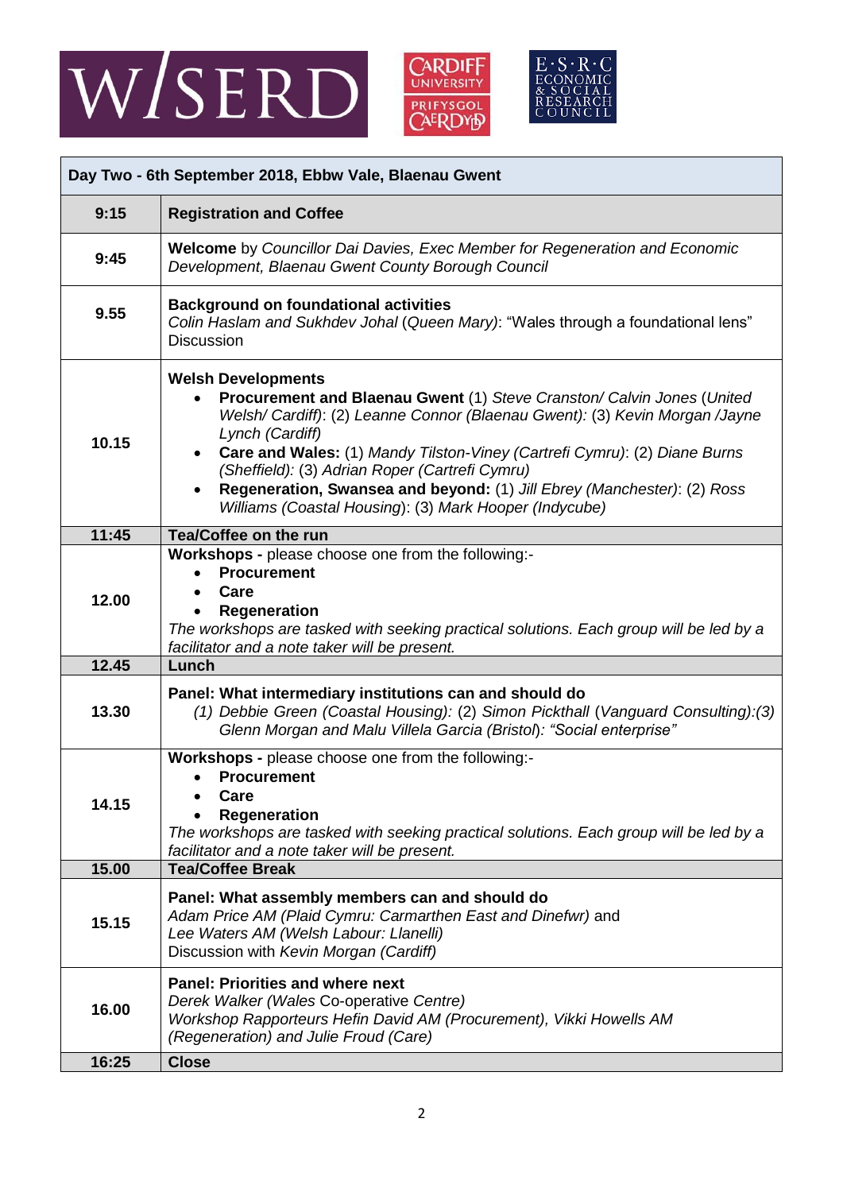| Day Two - 6th September 2018, Ebbw Vale, Blaenau Gwent | |
|---|---|
| 9:15 | **Registration and Coffee** |
| 9:45 | **Welcome** by *Councillor Dai Davies, Exec Member for Regeneration and Economic Development, Blaenau Gwent County Borough Council* |
| 9.55 | **Background on foundational activities**<br>*Colin Haslam and Sukhdev Johal* (*Queen Mary*): "Wales through a foundational lens"<br>Discussion |
| 10.15 | **Welsh Developments**<br>• **Procurement and Blaenau Gwent** (1) *Steve Cranston/ Calvin Jones* (*United Welsh/ Cardiff*): (2) *Leanne Connor (Blaenau Gwent):* (3) *Kevin Morgan /Jayne Lynch (Cardiff)*<br>• **Care and Wales:** (1) *Mandy Tilston-Viney (Cartrefi Cymru)*: (2) *Diane Burns (Sheffield):* (3) *Adrian Roper (Cartrefi Cymru)*<br>• **Regeneration, Swansea and beyond:** (1) *Jill Ebrey (Manchester)*: (2) *Ross Williams (Coastal Housing)*: (3) *Mark Hooper (Indycube)* |
| 11:45 | **Tea/Coffee on the run** |
| 12.00 | **Workshops -** please choose one from the following:-<br>• **Procurement**<br>• **Care**<br>• **Regeneration**<br>*The workshops are tasked with seeking practical solutions. Each group will be led by a facilitator and a note taker will be present.* |
| 12.45 | **Lunch** |
| 13.30 | **Panel: What intermediary institutions can and should do**<br>*(1) Debbie Green (Coastal Housing): (2) Simon Pickthall* (*Vanguard Consulting*)*:(3) Glenn Morgan and Malu Villela Garcia (Bristol): "Social enterprise"* |
| 14.15 | **Workshops -** please choose one from the following:-<br>• **Procurement**<br>• **Care**<br>• **Regeneration**<br>*The workshops are tasked with seeking practical solutions. Each group will be led by a facilitator and a note taker will be present.* |
| 15.00 | **Tea/Coffee Break** |
| 15.15 | **Panel: What assembly members can and should do**<br>*Adam Price AM (Plaid Cymru: Carmarthen East and Dinefwr)* and<br>*Lee Waters AM (Welsh Labour: Llanelli)*<br>Discussion with *Kevin Morgan (Cardiff)* |
| 16.00 | **Panel: Priorities and where next**<br>*Derek Walker (Wales* Co-operative *Centre)*<br>*Workshop Rapporteurs Hefin David AM (Procurement), Vikki Howells AM (Regeneration) and Julie Froud (Care)* |
| 16:25 | **Close** |